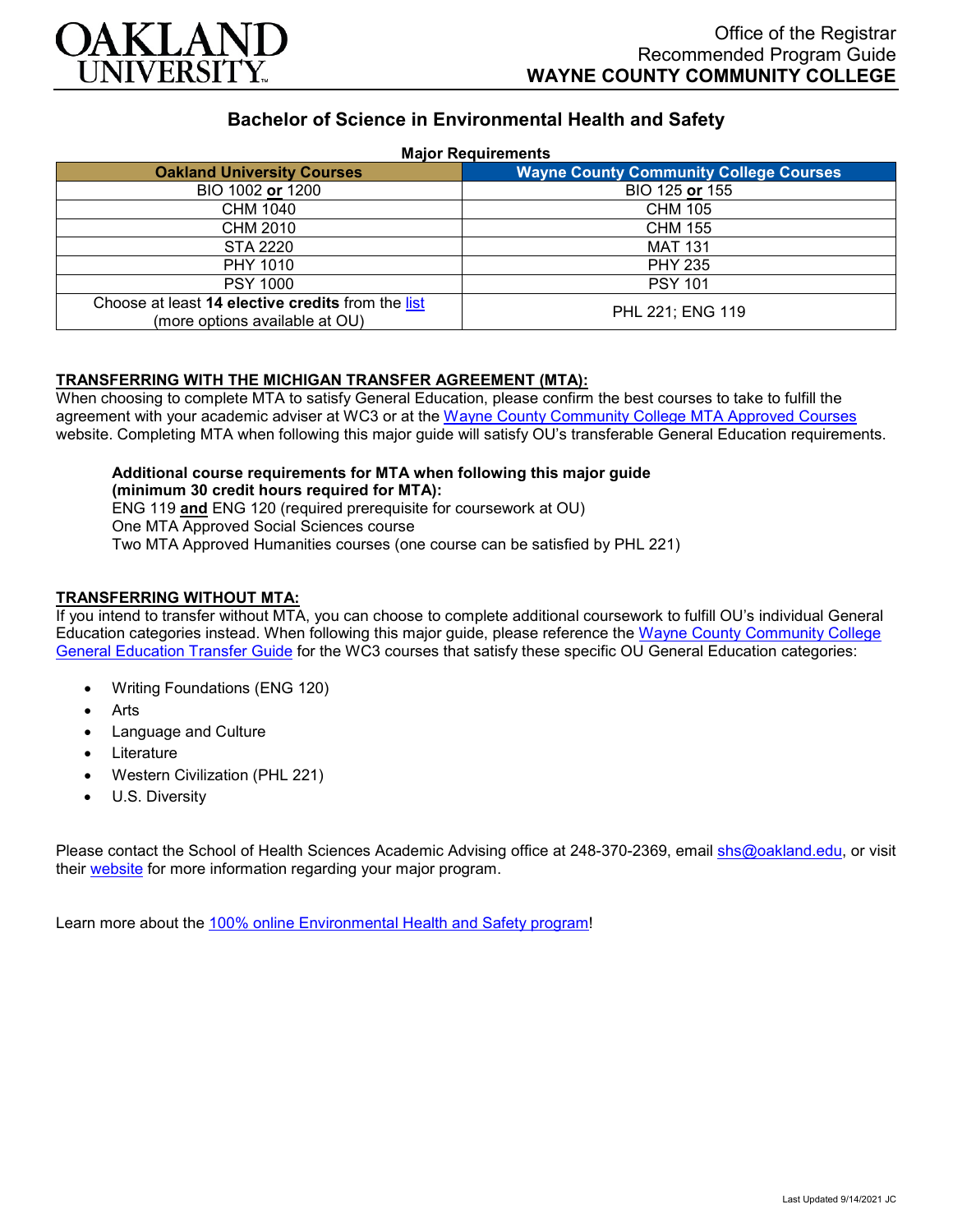Office of the Registrar
Recommended Program Guide
**WAYNE COUNTY COMMUNITY COLLEGE**

# Bachelor of Science in Environmental Health and Safety

**Major Requirements**

| Oakland University Courses | Wayne County Community College Courses |
|---|---|
| BIO 1002 **or** 1200 | BIO 125 **or** 155 |
| CHM 1040 | CHM 105 |
| CHM 2010 | CHM 155 |
| STA 2220 | MAT 131 |
| PHY 1010 | PHY 235 |
| PSY 1000 | PSY 101 |
| Choose at least **14 elective credits** from the list (more options available at OU) | PHL 221; ENG 119 |

## TRANSFERRING WITH THE MICHIGAN TRANSFER AGREEMENT (MTA):

When choosing to complete MTA to satisfy General Education, please confirm the best courses to take to fulfill the agreement with your academic adviser at WC3 or at the Wayne County Community College MTA Approved Courses website. Completing MTA when following this major guide will satisfy OU's transferable General Education requirements.

**Additional course requirements for MTA when following this major guide (minimum 30 credit hours required for MTA):**
ENG 119 **and** ENG 120 (required prerequisite for coursework at OU)
One MTA Approved Social Sciences course
Two MTA Approved Humanities courses (one course can be satisfied by PHL 221)

## TRANSFERRING WITHOUT MTA:

If you intend to transfer without MTA, you can choose to complete additional coursework to fulfill OU's individual General Education categories instead. When following this major guide, please reference the Wayne County Community College General Education Transfer Guide for the WC3 courses that satisfy these specific OU General Education categories:

- Writing Foundations (ENG 120)
- Arts
- Language and Culture
- Literature
- Western Civilization (PHL 221)
- U.S. Diversity

Please contact the School of Health Sciences Academic Advising office at 248-370-2369, email shs@oakland.edu, or visit their website for more information regarding your major program.

Learn more about the 100% online Environmental Health and Safety program!

Last Updated 9/14/2021 JC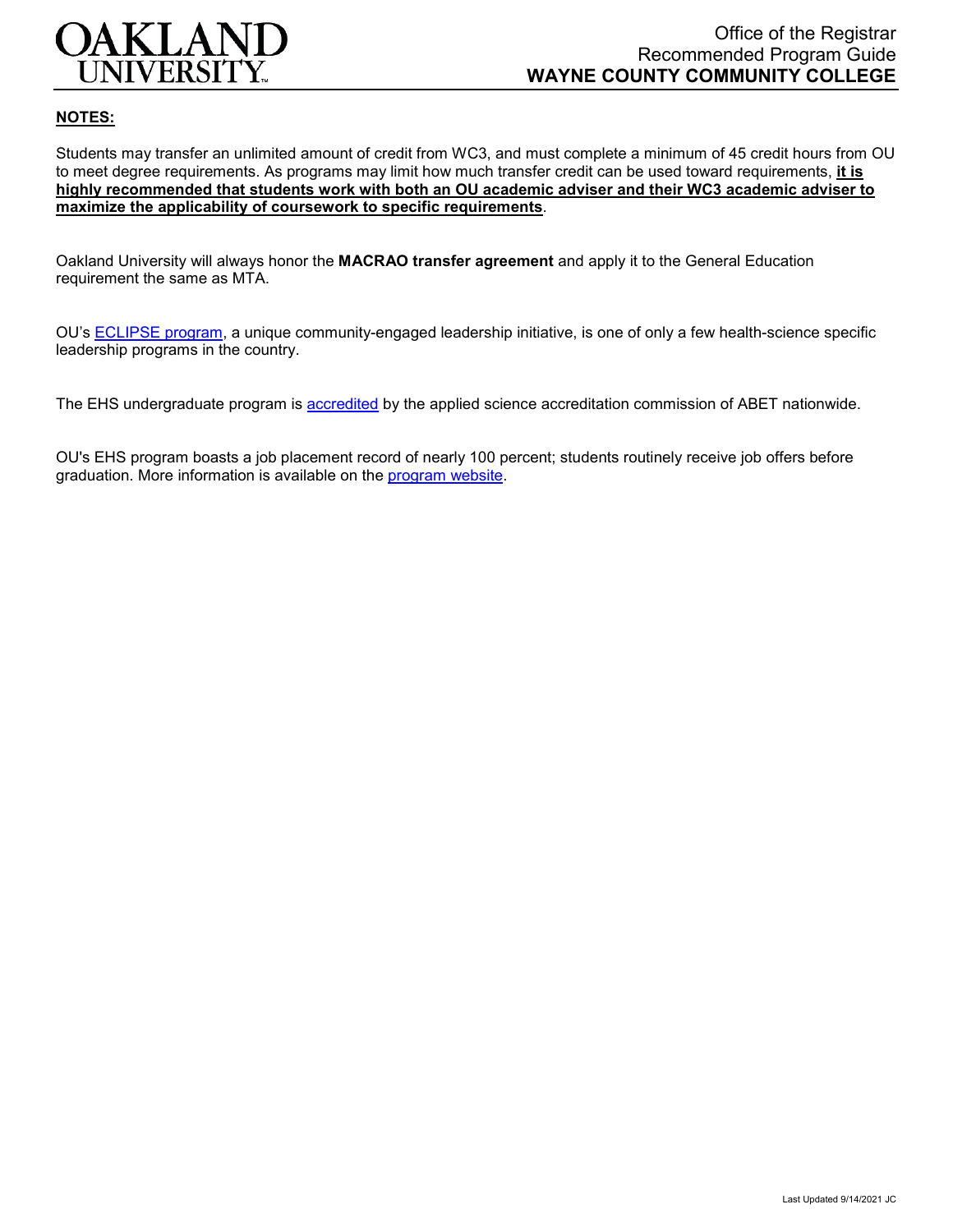**NOTES:**

Students may transfer an unlimited amount of credit from WC3, and must complete a minimum of 45 credit hours from OU to meet degree requirements. As programs may limit how much transfer credit can be used toward requirements, **it is highly recommended that students work with both an OU academic adviser and their WC3 academic adviser to maximize the applicability of coursework to specific requirements**.

Oakland University will always honor the **MACRAO transfer agreement** and apply it to the General Education requirement the same as MTA.

OU's ECLIPSE program, a unique community-engaged leadership initiative, is one of only a few health-science specific leadership programs in the country.

The EHS undergraduate program is accredited by the applied science accreditation commission of ABET nationwide.

OU's EHS program boasts a job placement record of nearly 100 percent; students routinely receive job offers before graduation. More information is available on the program website.

Last Updated 9/14/2021 JC